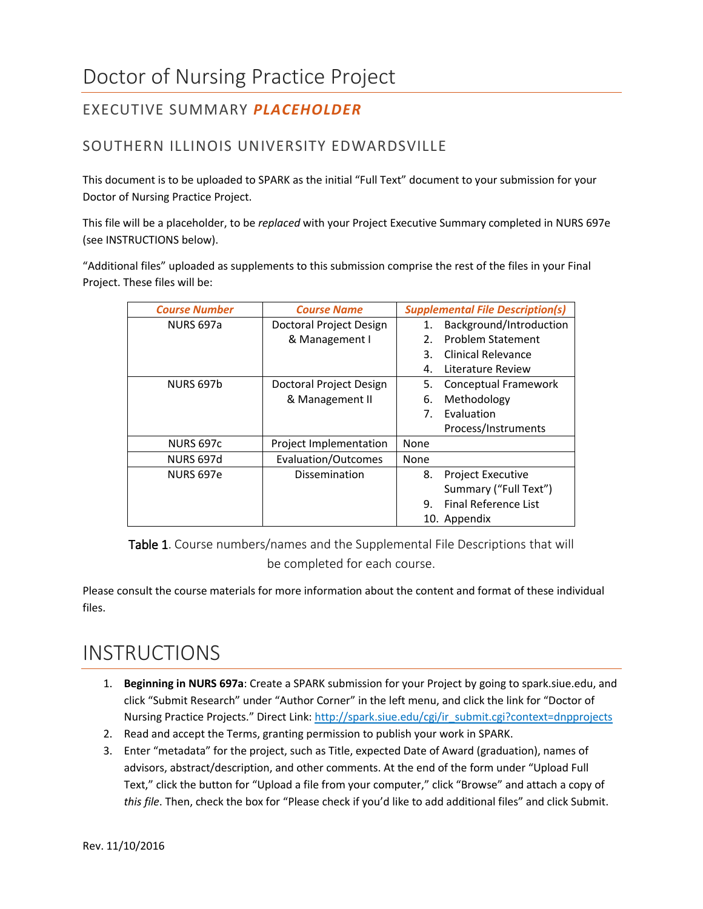# Doctor of Nursing Practice Project

## EXECUTIVE SUMMARY ***PLACEHOLDER***

## SOUTHERN ILLINOIS UNIVERSITY EDWARDSVILLE

This document is to be uploaded to SPARK as the initial "Full Text" document to your submission for your Doctor of Nursing Practice Project.

This file will be a placeholder, to be *replaced* with your Project Executive Summary completed in NURS 697e (see INSTRUCTIONS below).

"Additional files" uploaded as supplements to this submission comprise the rest of the files in your Final Project. These files will be:

| *Course Number* | *Course Name* | *Supplemental File Description(s)* |
|---|---|---|
| NURS 697a | Doctoral Project Design & Management I | 1. Background/Introduction<br>2. Problem Statement<br>3. Clinical Relevance<br>4. Literature Review |
| NURS 697b | Doctoral Project Design & Management II | 5. Conceptual Framework<br>6. Methodology<br>7. Evaluation Process/Instruments |
| NURS 697c | Project Implementation | None |
| NURS 697d | Evaluation/Outcomes | None |
| NURS 697e | Dissemination | 8. Project Executive Summary ("Full Text")<br>9. Final Reference List<br>10. Appendix |

Table 1. Course numbers/names and the Supplemental File Descriptions that will be completed for each course.

Please consult the course materials for more information about the content and format of these individual files.

# INSTRUCTIONS

1. **Beginning in NURS 697a**: Create a SPARK submission for your Project by going to spark.siue.edu, and click "Submit Research" under "Author Corner" in the left menu, and click the link for "Doctor of Nursing Practice Projects." Direct Link: http://spark.siue.edu/cgi/ir_submit.cgi?context=dnpprojects
2. Read and accept the Terms, granting permission to publish your work in SPARK.
3. Enter "metadata" for the project, such as Title, expected Date of Award (graduation), names of advisors, abstract/description, and other comments. At the end of the form under "Upload Full Text," click the button for "Upload a file from your computer," click "Browse" and attach a copy of *this file*. Then, check the box for "Please check if you'd like to add additional files" and click Submit.

Rev. 11/10/2016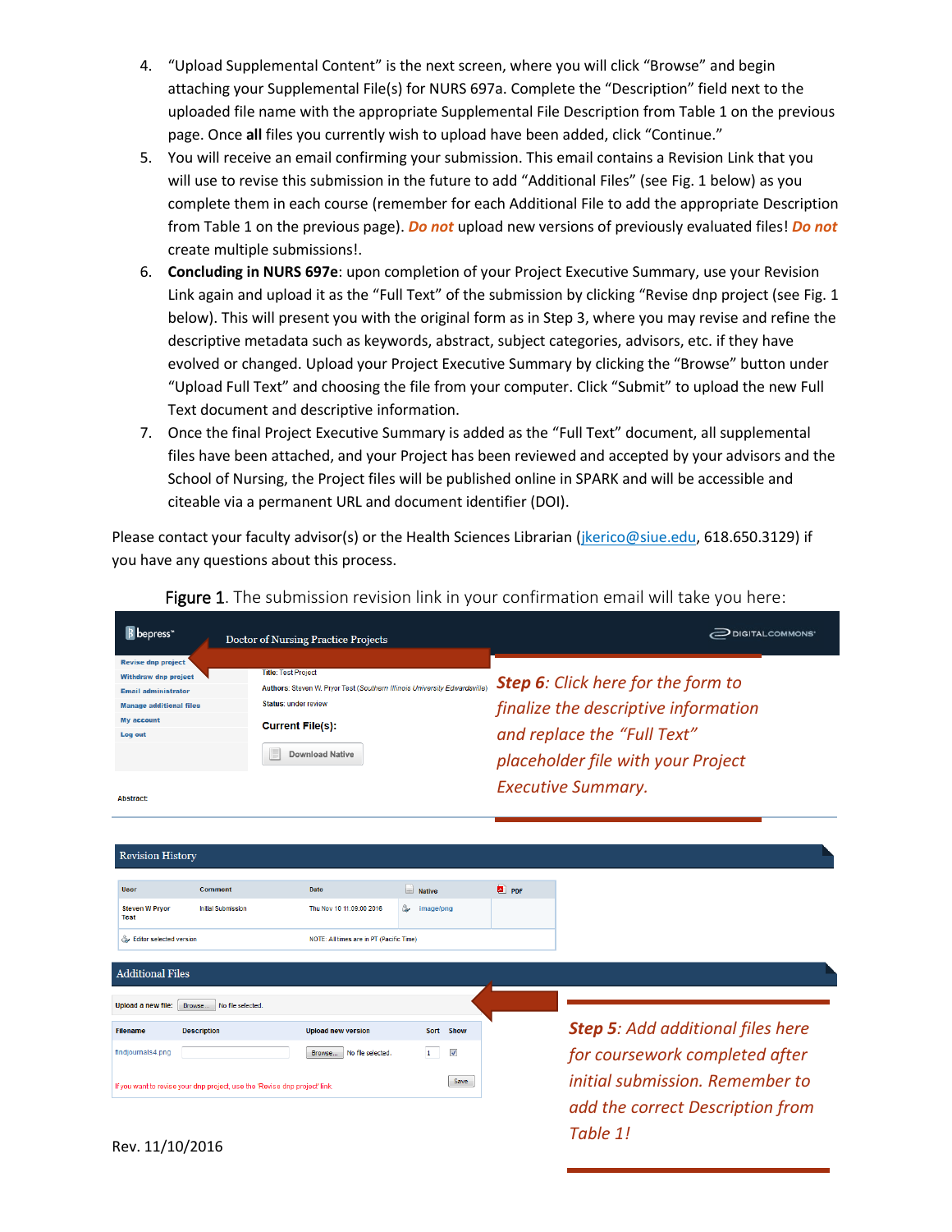4. "Upload Supplemental Content" is the next screen, where you will click "Browse" and begin attaching your Supplemental File(s) for NURS 697a. Complete the "Description" field next to the uploaded file name with the appropriate Supplemental File Description from Table 1 on the previous page. Once **all** files you currently wish to upload have been added, click "Continue."
5. You will receive an email confirming your submission. This email contains a Revision Link that you will use to revise this submission in the future to add "Additional Files" (see Fig. 1 below) as you complete them in each course (remember for each Additional File to add the appropriate Description from Table 1 on the previous page). ***Do not*** upload new versions of previously evaluated files! ***Do not*** create multiple submissions!.
6. **Concluding in NURS 697e**: upon completion of your Project Executive Summary, use your Revision Link again and upload it as the "Full Text" of the submission by clicking "Revise dnp project (see Fig. 1 below). This will present you with the original form as in Step 3, where you may revise and refine the descriptive metadata such as keywords, abstract, subject categories, advisors, etc. if they have evolved or changed. Upload your Project Executive Summary by clicking the "Browse" button under "Upload Full Text" and choosing the file from your computer. Click "Submit" to upload the new Full Text document and descriptive information.
7. Once the final Project Executive Summary is added as the "Full Text" document, all supplemental files have been attached, and your Project has been reviewed and accepted by your advisors and the School of Nursing, the Project files will be published online in SPARK and will be accessible and citeable via a permanent URL and document identifier (DOI).

Please contact your faculty advisor(s) or the Health Sciences Librarian (jkerico@siue.edu, 618.650.3129) if you have any questions about this process.

Figure 1. The submission revision link in your confirmation email will take you here:

bepress
Doctor of Nursing Practice Projects
DIGITALCOMMONS

Revise dnp project
Withdraw dnp project
Email administrator
Manage additional files
My account
Log out

Title: Test Project
Authors: Steven W. Pryor Test (Southern Illinois University Edwardsville)
Status: under review
Current File(s):
Download Native

Abstract:

*Step 6: Click here for the form to finalize the descriptive information and replace the "Full Text" placeholder file with your Project Executive Summary.*

Revision History

| User | Comment | Date | Native | PDF |
|---|---|---|---|---|
| Steven W Pryor Test | Initial Submission | Thu Nov 10 11:08:00 2016 | image/png | |

Editor selected version
NOTE: All times are in PT (Pacific Time)

Additional Files

Upload a new file: Browse... No file selected.

| Filename | Description | Upload new version | Sort | Show |
|---|---|---|---|---|
| findjournals4.png | | Browse... No file selected. | 1 | ☑ |

Save

If you want to revise your dnp project, use the 'Revise dnp project' link.

*Step 5: Add additional files here for coursework completed after initial submission. Remember to add the correct Description from Table 1!*

Rev. 11/10/2016